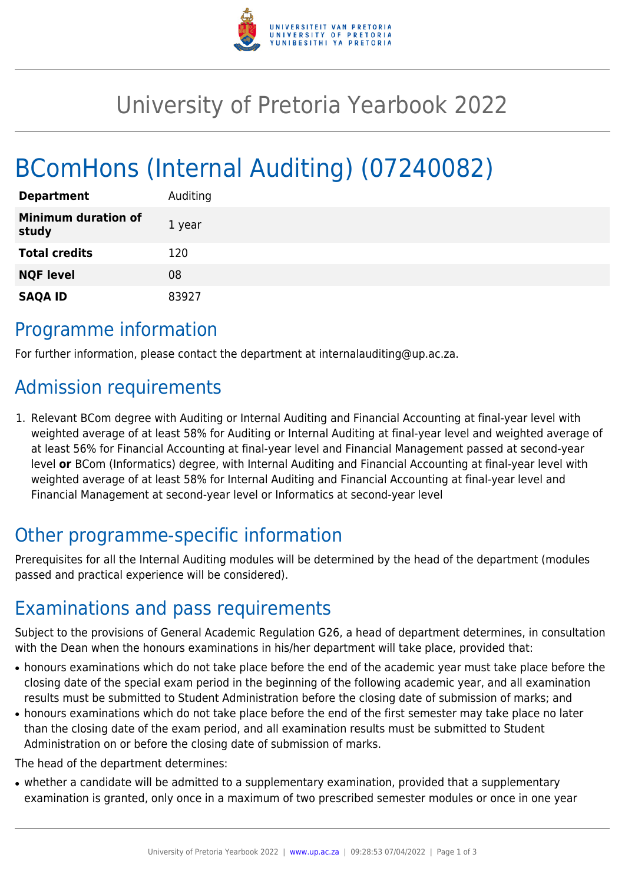# University of Pretoria Yearbook 2022

# BComHons (Internal Auditing) (07240082)

| | |
|---|---|
| **Department** | Auditing |
| **Minimum duration of study** | 1 year |
| **Total credits** | 120 |
| **NQF level** | 08 |
| **SAQA ID** | 83927 |

## Programme information

For further information, please contact the department at internalauditing@up.ac.za.

## Admission requirements

1. Relevant BCom degree with Auditing or Internal Auditing and Financial Accounting at final-year level with weighted average of at least 58% for Auditing or Internal Auditing at final-year level and weighted average of at least 56% for Financial Accounting at final-year level and Financial Management passed at second-year level **or** BCom (Informatics) degree, with Internal Auditing and Financial Accounting at final-year level with weighted average of at least 58% for Internal Auditing and Financial Accounting at final-year level and Financial Management at second-year level or Informatics at second-year level

## Other programme-specific information

Prerequisites for all the Internal Auditing modules will be determined by the head of the department (modules passed and practical experience will be considered).

## Examinations and pass requirements

Subject to the provisions of General Academic Regulation G26, a head of department determines, in consultation with the Dean when the honours examinations in his/her department will take place, provided that:

- honours examinations which do not take place before the end of the academic year must take place before the closing date of the special exam period in the beginning of the following academic year, and all examination results must be submitted to Student Administration before the closing date of submission of marks; and
- honours examinations which do not take place before the end of the first semester may take place no later than the closing date of the exam period, and all examination results must be submitted to Student Administration on or before the closing date of submission of marks.

The head of the department determines:

- whether a candidate will be admitted to a supplementary examination, provided that a supplementary examination is granted, only once in a maximum of two prescribed semester modules or once in one year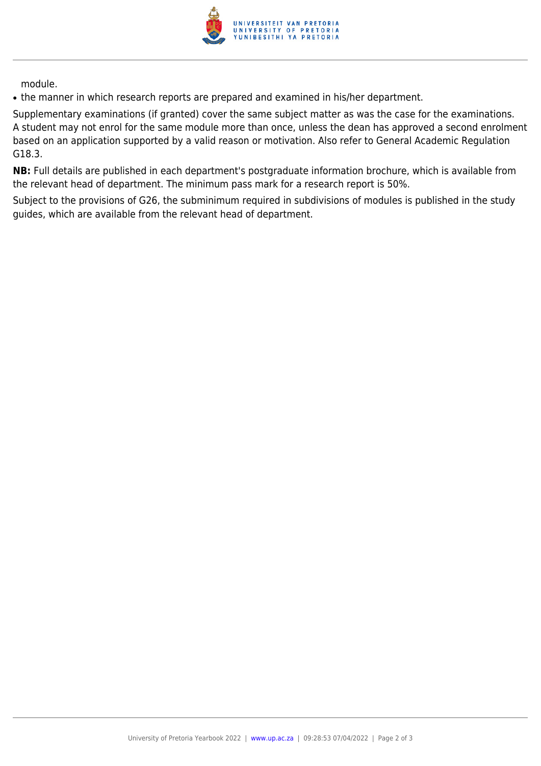module.

- the manner in which research reports are prepared and examined in his/her department.

Supplementary examinations (if granted) cover the same subject matter as was the case for the examinations. A student may not enrol for the same module more than once, unless the dean has approved a second enrolment based on an application supported by a valid reason or motivation. Also refer to General Academic Regulation G18.3.

**NB:** Full details are published in each department's postgraduate information brochure, which is available from the relevant head of department. The minimum pass mark for a research report is 50%.

Subject to the provisions of G26, the subminimum required in subdivisions of modules is published in the study guides, which are available from the relevant head of department.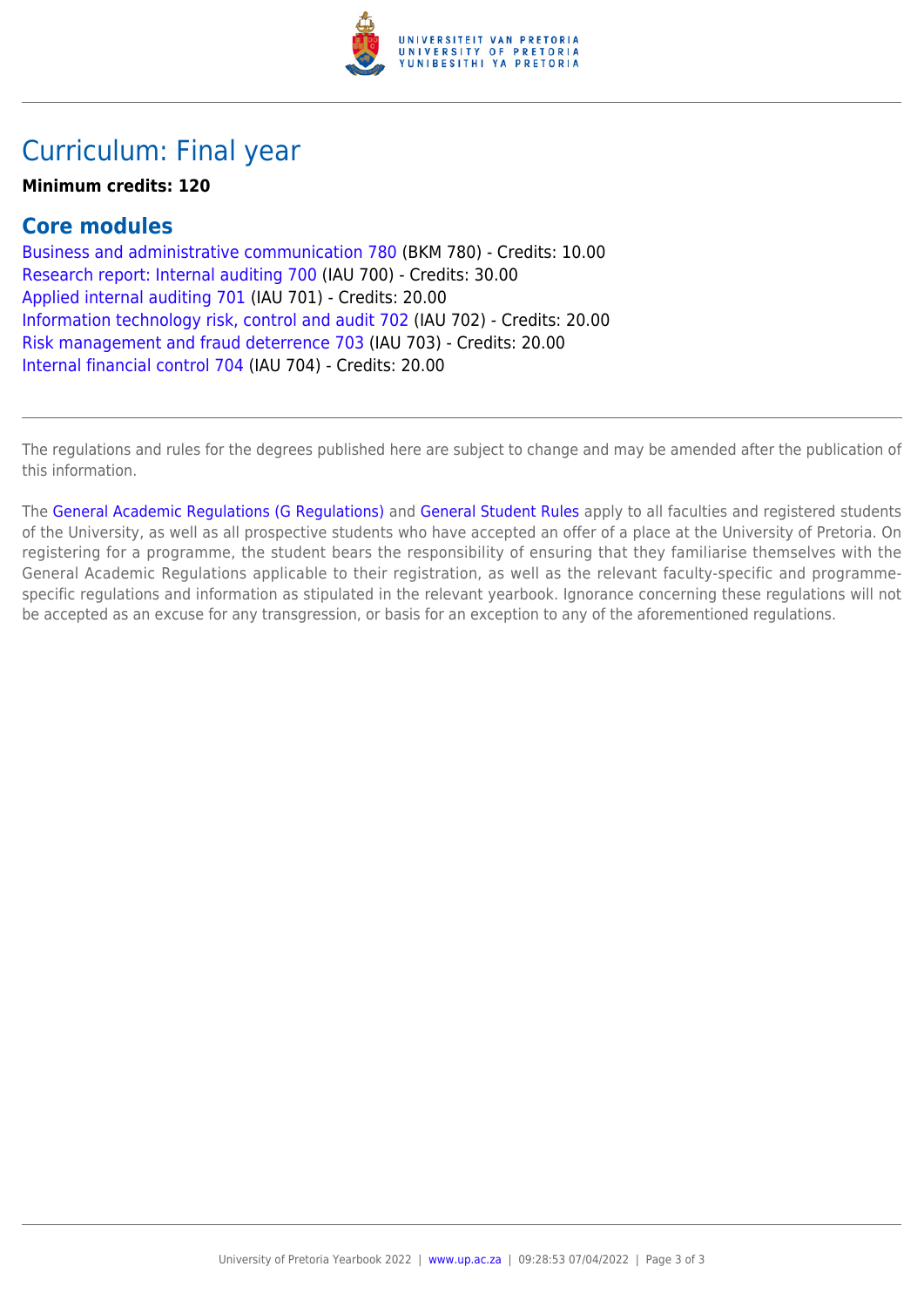# Curriculum: Final year

**Minimum credits: 120**

## Core modules

Business and administrative communication 780 (BKM 780) - Credits: 10.00
Research report: Internal auditing 700 (IAU 700) - Credits: 30.00
Applied internal auditing 701 (IAU 701) - Credits: 20.00
Information technology risk, control and audit 702 (IAU 702) - Credits: 20.00
Risk management and fraud deterrence 703 (IAU 703) - Credits: 20.00
Internal financial control 704 (IAU 704) - Credits: 20.00

---

The regulations and rules for the degrees published here are subject to change and may be amended after the publication of this information.

The General Academic Regulations (G Regulations) and General Student Rules apply to all faculties and registered students of the University, as well as all prospective students who have accepted an offer of a place at the University of Pretoria. On registering for a programme, the student bears the responsibility of ensuring that they familiarise themselves with the General Academic Regulations applicable to their registration, as well as the relevant faculty-specific and programme-specific regulations and information as stipulated in the relevant yearbook. Ignorance concerning these regulations will not be accepted as an excuse for any transgression, or basis for an exception to any of the aforementioned regulations.